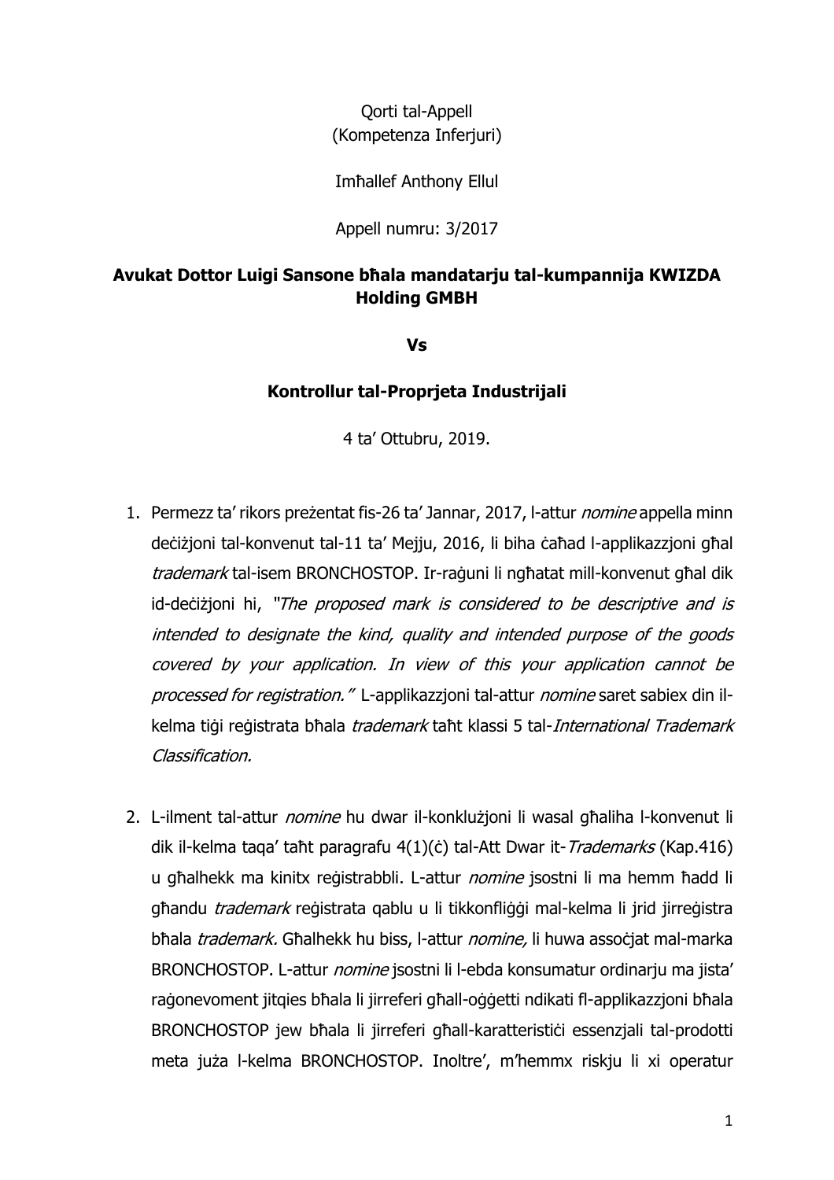Qorti tal-Appell
(Kompetenza Inferjuri)

Imħallef Anthony Ellul

Appell numru: 3/2017

**Avukat Dottor Luigi Sansone bħala mandatarju tal-kumpannija KWIZDA Holding GMBH**

**Vs**

**Kontrollur tal-Proprjeta Industrijali**

4 ta' Ottubru, 2019.

1. Permezz ta' rikors preżentat fis-26 ta' Jannar, 2017, l-attur *nomine* appella minn deċiżjoni tal-konvenut tal-11 ta' Mejju, 2016, li biha ċaħad l-applikazzjoni għal *trademark* tal-isem BRONCHOSTOP. Ir-raġuni li ngħatat mill-konvenut għal dik id-deċiżjoni hi, *"The proposed mark is considered to be descriptive and is intended to designate the kind, quality and intended purpose of the goods covered by your application. In view of this your application cannot be processed for registration."* L-applikazzjoni tal-attur *nomine* saret sabiex din il-kelma tiġi reġistrata bħala *trademark* taħt klassi 5 tal-*International Trademark Classification.*

2. L-ilment tal-attur *nomine* hu dwar il-konklużjoni li wasal għaliha l-konvenut li dik il-kelma taqa' taħt paragrafu 4(1)(ċ) tal-Att Dwar it-*Trademarks* (Kap.416) u għalhekk ma kinitx reġistrabbli. L-attur *nomine* jsostni li ma hemm ħadd li għandu *trademark* reġistrata qablu u li tikkonfliġġi mal-kelma li jrid jirreġistra bħala *trademark.* Għalhekk hu biss, l-attur *nomine,* li huwa assoċjat mal-marka BRONCHOSTOP. L-attur *nomine* jsostni li l-ebda konsumatur ordinarju ma jista' raġonevoment jitqies bħala li jirreferi għall-oġġetti ndikati fl-applikazzjoni bħala BRONCHOSTOP jew bħala li jirreferi għall-karatteristiċi essenzjali tal-prodotti meta juża l-kelma BRONCHOSTOP. Inoltre', m'hemmx riskju li xi operatur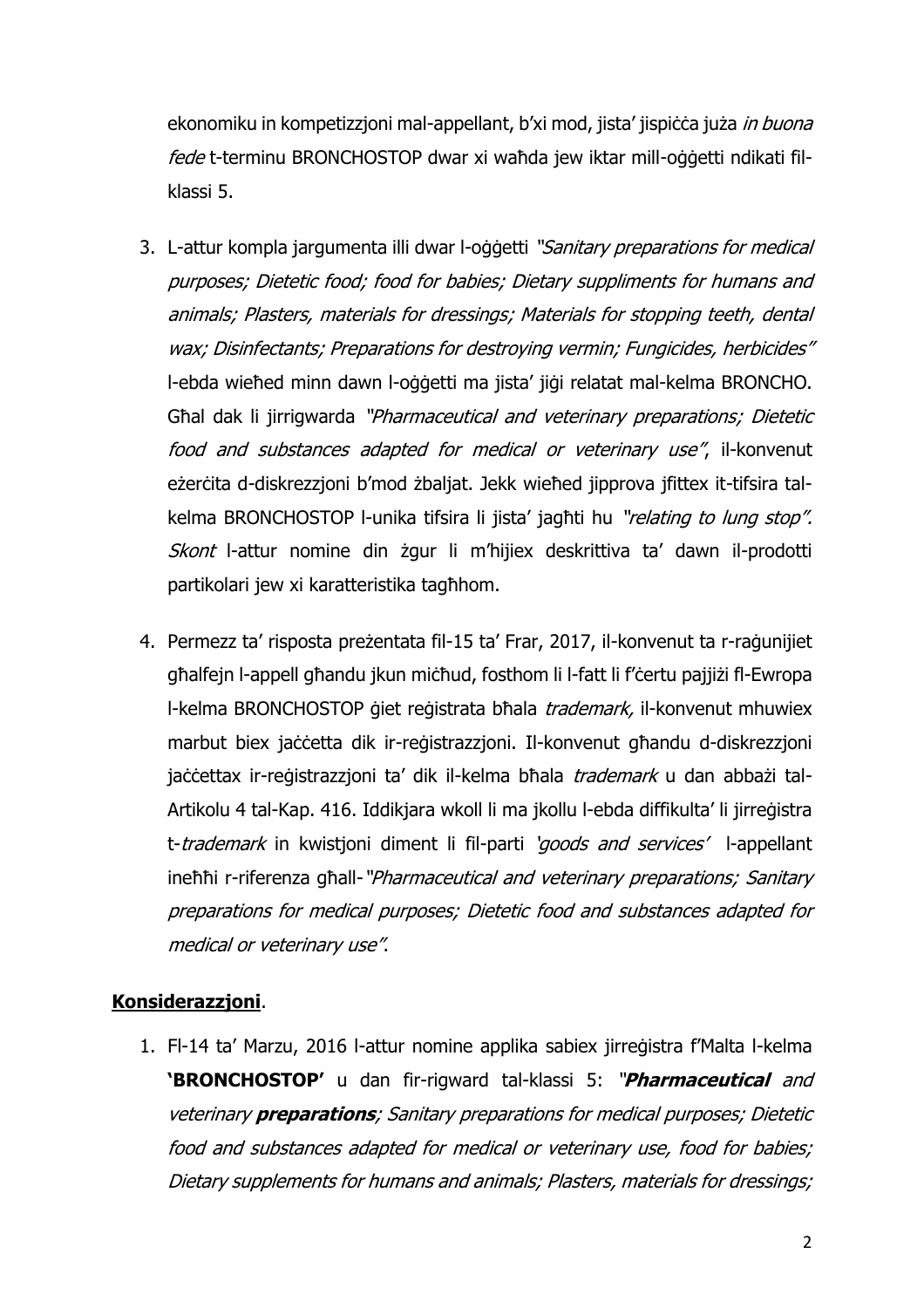ekonomiku in kompetizzjoni mal-appellant, b'xi mod, jista' jispiċċa juża *in buona fede* t-terminu BRONCHOSTOP dwar xi waħda jew iktar mill-oġġetti ndikati fil-klassi 5.

3. L-attur kompla jargumenta illi dwar l-oġġetti *"Sanitary preparations for medical purposes; Dietetic food; food for babies; Dietary suppliments for humans and animals; Plasters, materials for dressings; Materials for stopping teeth, dental wax; Disinfectants; Preparations for destroying vermin; Fungicides, herbicides"* l-ebda wieħed minn dawn l-oġġetti ma jista' jiġi relatat mal-kelma BRONCHO. Għal dak li jirrigwarda *"Pharmaceutical and veterinary preparations; Dietetic food and substances adapted for medical or veterinary use"*, il-konvenut eżerċita d-diskrezzjoni b'mod żbaljat. Jekk wieħed jipprova jfittex it-tifsira tal-kelma BRONCHOSTOP l-unika tifsira li jista' jagħti hu *"relating to lung stop"*. *Skont* l-attur nomine din żgur li m'hijiex deskrittiva ta' dawn il-prodotti partikolari jew xi karatteristika tagħhom.

4. Permezz ta' risposta preżentata fil-15 ta' Frar, 2017, il-konvenut ta r-raġunijiet għalfejn l-appell għandu jkun miċħud, fosthom li l-fatt li f'ċertu pajjiżi fl-Ewropa l-kelma BRONCHOSTOP ġiet reġistrata bħala *trademark,* il-konvenut mhuwiex marbut biex jaċċetta dik ir-reġistrazzjoni. Il-konvenut għandu d-diskrezzjoni jaċċettax ir-reġistrazzjoni ta' dik il-kelma bħala *trademark* u dan abbażi tal-Artikolu 4 tal-Kap. 416. Iddikjara wkoll li ma jkollu l-ebda diffikulta' li jirreġistra t-*trademark* in kwistjoni diment li fil-parti *'goods and services'* l-appellant ineħħi r-riferenza għall-*"Pharmaceutical and veterinary preparations; Sanitary preparations for medical purposes; Dietetic food and substances adapted for medical or veterinary use"*.

**Konsiderazzjoni**.

1. Fl-14 ta' Marzu, 2016 l-attur nomine applika sabiex jirreġistra f'Malta l-kelma **'BRONCHOSTOP'** u dan fir-rigward tal-klassi 5: *"**Pharmaceutical** and veterinary **preparations**; Sanitary preparations for medical purposes; Dietetic food and substances adapted for medical or veterinary use, food for babies; Dietary supplements for humans and animals; Plasters, materials for dressings;*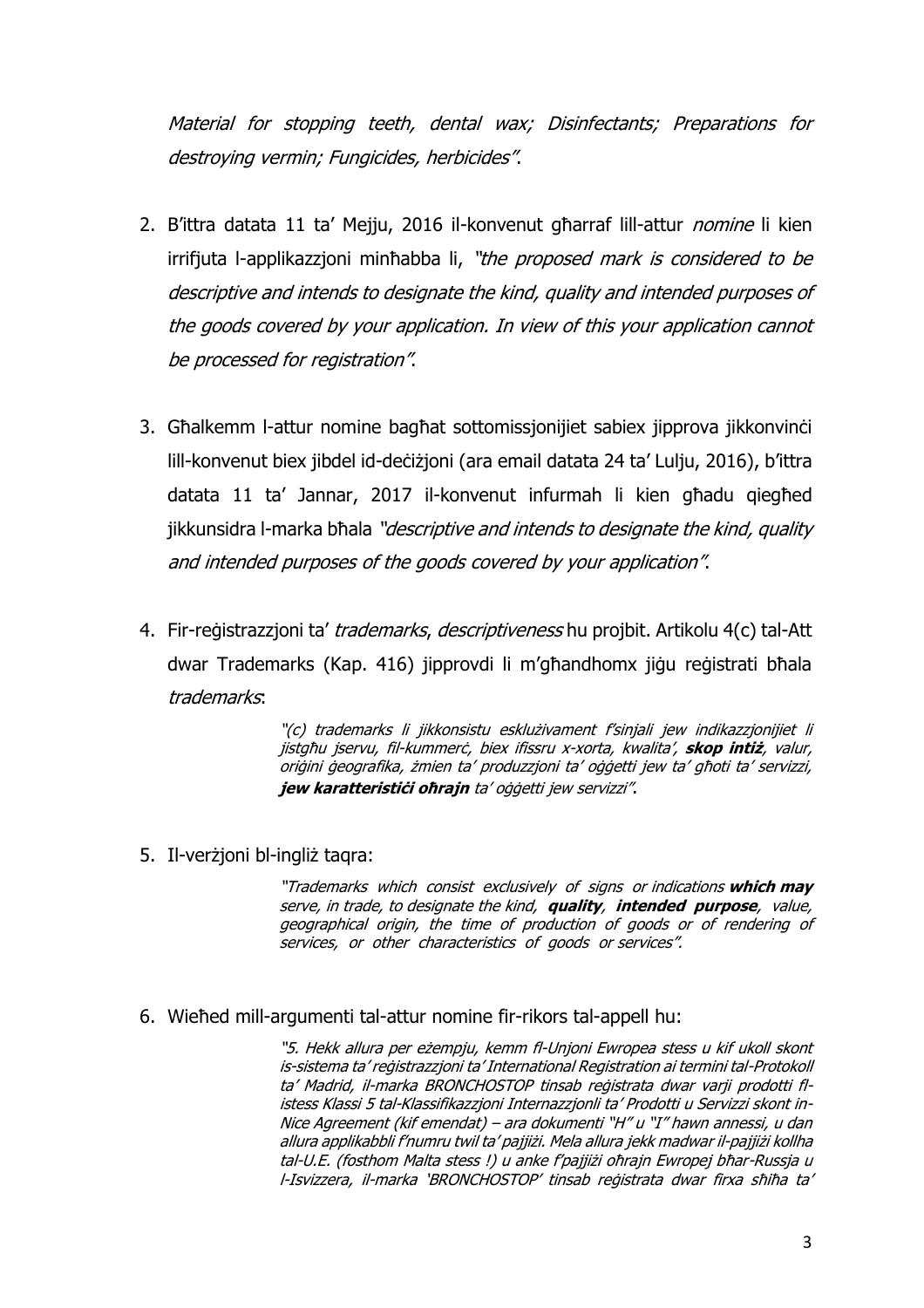*Material for stopping teeth, dental wax; Disinfectants; Preparations for destroying vermin; Fungicides, herbicides".*

2. B'ittra datata 11 ta' Mejju, 2016 il-konvenut għarraf lill-attur *nomine* li kien irrifjuta l-applikazzjoni minħabba li, *"the proposed mark is considered to be descriptive and intends to designate the kind, quality and intended purposes of the goods covered by your application. In view of this your application cannot be processed for registration".*

3. Għalkemm l-attur nomine bagħat sottomissjonijiet sabiex jipprova jikkonvinċi lill-konvenut biex jibdel id-deċiżjoni (ara email datata 24 ta' Lulju, 2016), b'ittra datata 11 ta' Jannar, 2017 il-konvenut infurmah li kien għadu qiegħed jikkunsidra l-marka bħala *"descriptive and intends to designate the kind, quality and intended purposes of the goods covered by your application".*

4. Fir-reġistrazzjoni ta' *trademarks*, *descriptiveness* hu projbit. Artikolu 4(c) tal-Att dwar Trademarks (Kap. 416) jipprovdi li m'għandhomx jiġu reġistrati bħala *trademarks*:

   > *"(c) trademarks li jikkonsistu esklużivament f'sinjali jew indikazzjonijiet li jistgħu jservu, fil-kummerċ, biex ifissru x-xorta, kwalita', **skop intiż**, valur, oriġini ġeografika, żmien ta' produzzjoni ta' oġġetti jew ta' għoti ta' servizzi, **jew karatteristiċi oħrajn** ta' oġġetti jew servizzi".*

5. Il-verżjoni bl-ingliż taqra:

   > *"Trademarks which consist exclusively of signs or indications **which may** serve, in trade, to designate the kind, **quality**, **intended purpose**, value, geographical origin, the time of production of goods or of rendering of services, or other characteristics of goods or services".*

6. Wieħed mill-argumenti tal-attur nomine fir-rikors tal-appell hu:

   > *"5. Hekk allura per eżempju, kemm fl-Unjoni Ewropea stess u kif ukoll skont is-sistema ta' reġistrazzjoni ta' International Registration ai termini tal-Protokoll ta' Madrid, il-marka BRONCHOSTOP tinsab reġistrata dwar varji prodotti fl-istess Klassi 5 tal-Klassifikazzjoni Internazzjonli ta' Prodotti u Servizzi skont in-Nice Agreement (kif emendat) – ara dokumenti "H" u "I" hawn annessi, u dan allura applikabbli f'numru twil ta' pajjiżi. Mela allura jekk madwar il-pajjiżi kollha tal-U.E. (fosthom Malta stess !) u anke f'pajjiżi oħrajn Ewropej bħar-Russja u l-Isvizzera, il-marka 'BRONCHOSTOP' tinsab reġistrata dwar firxa sħiħa ta'*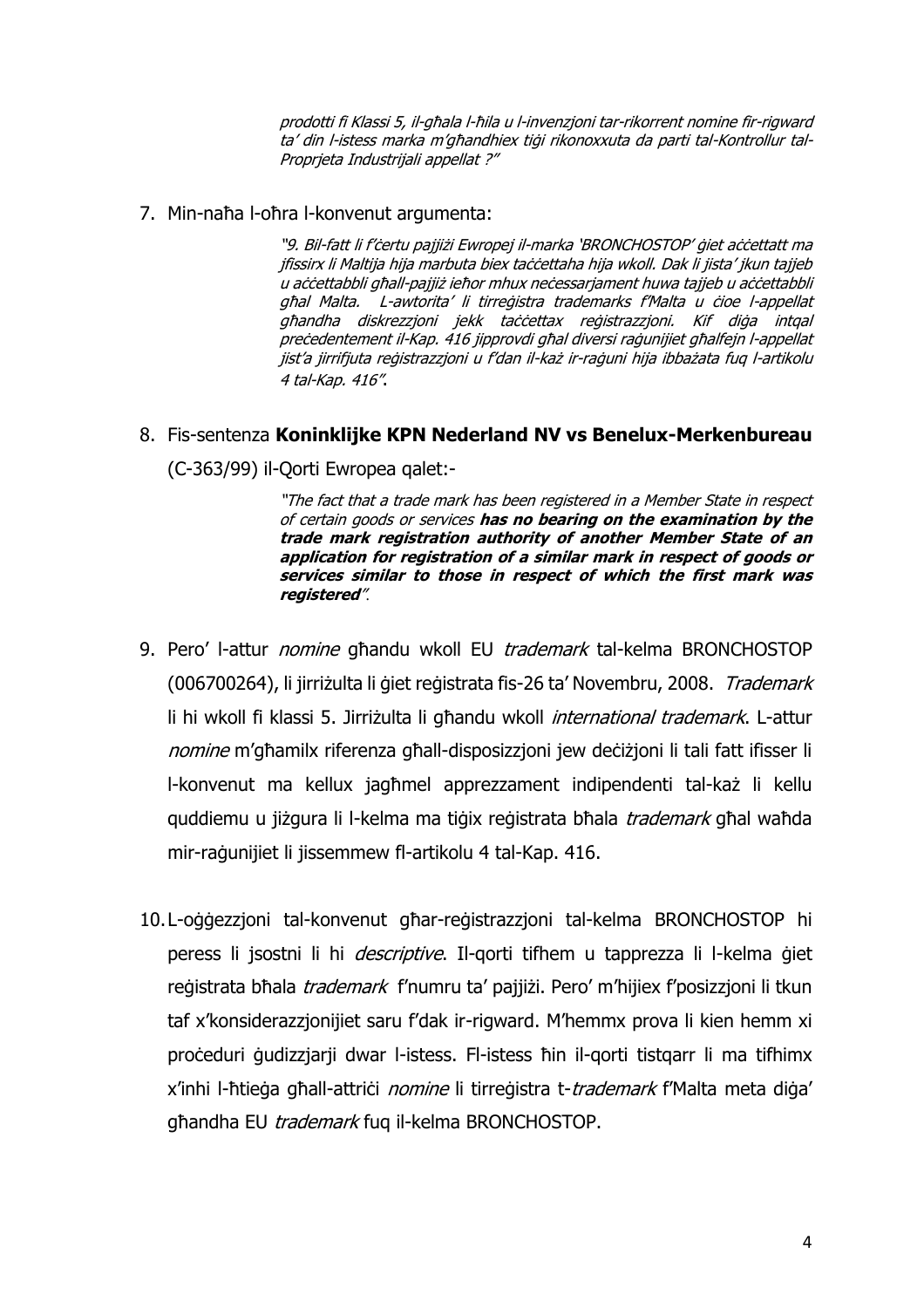*prodotti fi Klassi 5, il-għala l-ħila u l-invenzjoni tar-rikorrent nomine fir-rigward ta' din l-istess marka m'għandhiex tiġi rikonoxxuta da parti tal-Kontrollur tal-Proprjeta Industrijali appellat ?"*

7. Min-naħa l-oħra l-konvenut argumenta:

> *"9. Bil-fatt li f'ċertu pajjiżi Ewropej il-marka 'BRONCHOSTOP' ġiet aċċettatt ma jfissirx li Maltija hija marbuta biex taċċettaha hija wkoll. Dak li jista' jkun tajjeb u aċċettabbli għall-pajjiż ieħor mhux neċessarjament huwa tajjeb u aċċettabbli għal Malta. L-awtorita' li tirreġistra trademarks f'Malta u ċioe l-appellat għandha diskrezzjoni jekk taċċettax reġistrazzjoni. Kif diġa intqal preċedentement il-Kap. 416 jipprovdi għal diversi raġunijiet għalfejn l-appellat jist'a jirrifjuta reġistrazzjoni u f'dan il-każ ir-raġuni hija ibbażata fuq l-artikolu 4 tal-Kap. 416".*

8. Fis-sentenza **Koninklijke KPN Nederland NV vs Benelux-Merkenbureau** (C-363/99) il-Qorti Ewropea qalet:-

> *"The fact that a trade mark has been registered in a Member State in respect of certain goods or services* ***has no bearing on the examination by the trade mark registration authority of another Member State of an application for registration of a similar mark in respect of goods or services similar to those in respect of which the first mark was registered****".*

9. Pero' l-attur *nomine* għandu wkoll EU *trademark* tal-kelma BRONCHOSTOP (006700264), li jirriżulta li ġiet reġistrata fis-26 ta' Novembru, 2008. *Trademark* li hi wkoll fi klassi 5. Jirriżulta li għandu wkoll *international trademark*. L-attur *nomine* m'għamilx riferenza għall-disposizzjoni jew deċiżjoni li tali fatt ifisser li l-konvenut ma kellux jagħmel apprezzament indipendenti tal-każ li kellu quddiemu u jiżgura li l-kelma ma tiġix reġistrata bħala *trademark* għal waħda mir-raġunijiet li jissemmew fl-artikolu 4 tal-Kap. 416.

10. L-oġġezzjoni tal-konvenut għar-reġistrazzjoni tal-kelma BRONCHOSTOP hi peress li jsostni li hi *descriptive*. Il-qorti tifhem u tapprezza li l-kelma ġiet reġistrata bħala *trademark* f'numru ta' pajjiżi. Pero' m'hijiex f'posizzjoni li tkun taf x'konsiderazzjonijiet saru f'dak ir-rigward. M'hemmx prova li kien hemm xi proċeduri ġudizzjarji dwar l-istess. Fl-istess ħin il-qorti tistqarr li ma tifhimx x'inhi l-ħtieġa għall-attriċi *nomine* li tirreġistra t-*trademark* f'Malta meta diġa' għandha EU *trademark* fuq il-kelma BRONCHOSTOP.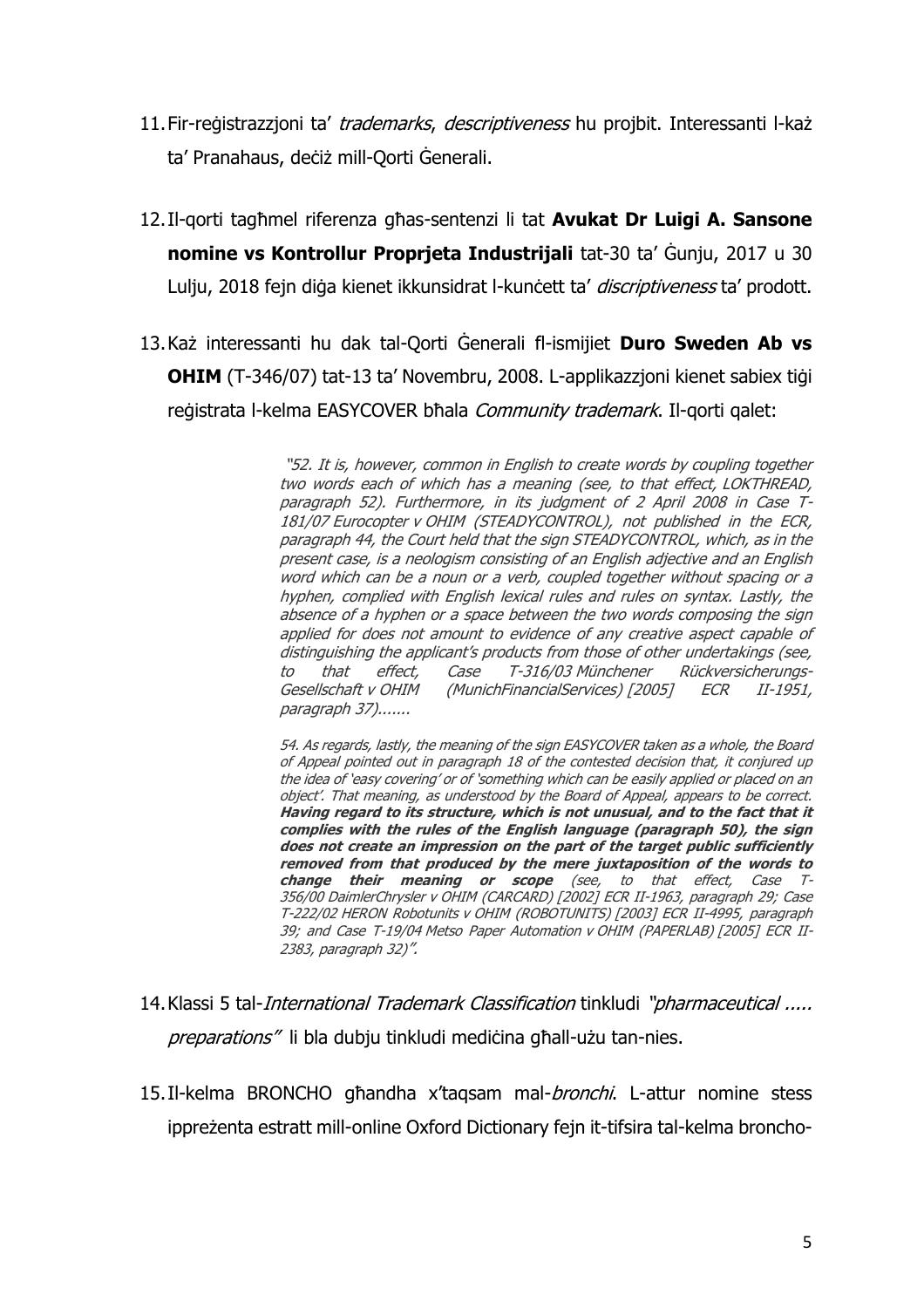11. Fir-reġistrazzjoni ta' *trademarks*, *descriptiveness* hu projbit. Interessanti l-każ ta' Pranahaus, deċiż mill-Qorti Ġenerali.

12. Il-qorti tagħmel riferenza għas-sentenzi li tat **Avukat Dr Luigi A. Sansone nomine vs Kontrollur Proprjeta Industrijali** tat-30 ta' Ġunju, 2017 u 30 Lulju, 2018 fejn diġa kienet ikkunsidrat l-kunċett ta' *discriptiveness* ta' prodott.

13. Każ interessanti hu dak tal-Qorti Ġenerali fl-ismijiet **Duro Sweden Ab vs OHIM** (T-346/07) tat-13 ta' Novembru, 2008. L-applikazzjoni kienet sabiex tiġi reġistrata l-kelma EASYCOVER bħala *Community trademark*. Il-qorti qalet:

> *"52. It is, however, common in English to create words by coupling together two words each of which has a meaning (see, to that effect, LOKTHREAD, paragraph 52). Furthermore, in its judgment of 2 April 2008 in Case T-181/07 Eurocopter v OHIM (STEADYCONTROL), not published in the ECR, paragraph 44, the Court held that the sign STEADYCONTROL, which, as in the present case, is a neologism consisting of an English adjective and an English word which can be a noun or a verb, coupled together without spacing or a hyphen, complied with English lexical rules and rules on syntax. Lastly, the absence of a hyphen or a space between the two words composing the sign applied for does not amount to evidence of any creative aspect capable of distinguishing the applicant's products from those of other undertakings (see, to that effect, Case T-316/03 Münchener Rückversicherungs-Gesellschaft v OHIM (MunichFinancialServices) [2005] ECR II-1951, paragraph 37).......*
>
> *54. As regards, lastly, the meaning of the sign EASYCOVER taken as a whole, the Board of Appeal pointed out in paragraph 18 of the contested decision that, it conjured up the idea of 'easy covering' or of 'something which can be easily applied or placed on an object'. That meaning, as understood by the Board of Appeal, appears to be correct.* ***Having regard to its structure, which is not unusual, and to the fact that it complies with the rules of the English language (paragraph 50), the sign does not create an impression on the part of the target public sufficiently removed from that produced by the mere juxtaposition of the words to change their meaning or scope*** *(see, to that effect, Case T-356/00 DaimlerChrysler v OHIM (CARCARD) [2002] ECR II-1963, paragraph 29; Case T-222/02 HERON Robotunits v OHIM (ROBOTUNITS) [2003] ECR II-4995, paragraph 39; and Case T-19/04 Metso Paper Automation v OHIM (PAPERLAB) [2005] ECR II-2383, paragraph 32)".*

14. Klassi 5 tal-*International Trademark Classification* tinkludi *"pharmaceutical ..... preparations"* li bla dubju tinkludi mediċina għall-użu tan-nies.

15. Il-kelma BRONCHO għandha x'taqsam mal-*bronchi*. L-attur nomine stess ippreżenta estratt mill-online Oxford Dictionary fejn it-tifsira tal-kelma broncho-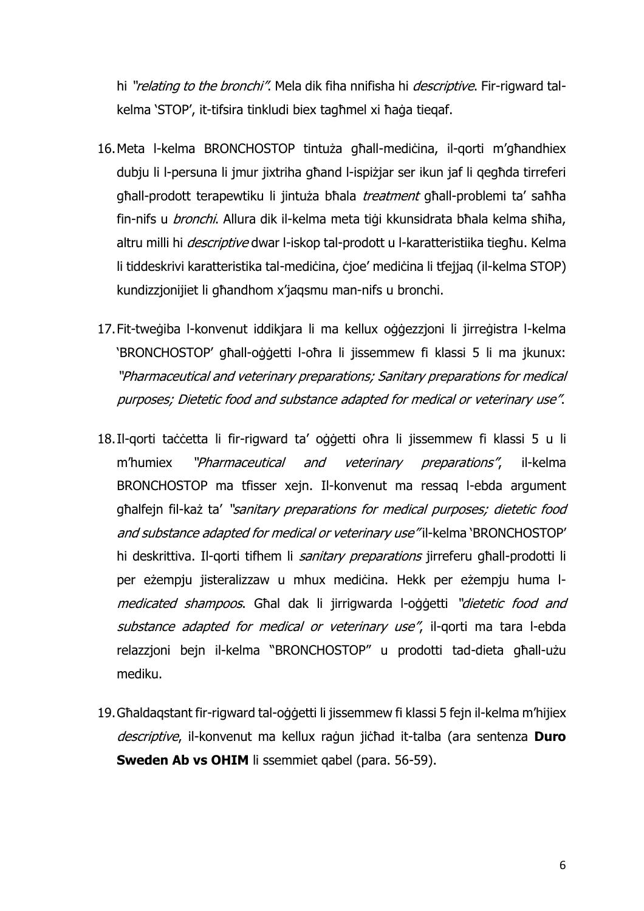hi *"relating to the bronchi"*. Mela dik fiha nnifisha hi *descriptive*. Fir-rigward tal-kelma 'STOP', it-tifsira tinkludi biex tagħmel xi ħaġa tieqaf.

16. Meta l-kelma BRONCHOSTOP tintuża għall-mediċina, il-qorti m'għandhiex dubju li l-persuna li jmur jixtriha għand l-ispiżjar ser ikun jaf li qegħda tirreferi għall-prodott terapewtiku li jintuża bħala *treatment* għall-problemi ta' saħħa fin-nifs u *bronchi*. Allura dik il-kelma meta tiġi kkunsidrata bħala kelma sħiħa, altru milli hi *descriptive* dwar l-iskop tal-prodott u l-karatteristiika tiegħu. Kelma li tiddeskrivi karatteristika tal-mediċina, ċjoe' mediċina li tfejjaq (il-kelma STOP) kundizzjonijiet li għandhom x'jaqsmu man-nifs u bronchi.

17. Fit-tweġiba l-konvenut iddikjara li ma kellux oġġezzjoni li jirreġistra l-kelma 'BRONCHOSTOP' għall-oġġetti l-oħra li jissemmew fi klassi 5 li ma jkunux: *"Pharmaceutical and veterinary preparations; Sanitary preparations for medical purposes; Dietetic food and substance adapted for medical or veterinary use"*.

18. Il-qorti taċċetta li fir-rigward ta' oġġetti oħra li jissemmew fi klassi 5 u li m'humiex *"Pharmaceutical and veterinary preparations"*, il-kelma BRONCHOSTOP ma tfisser xejn. Il-konvenut ma ressaq l-ebda argument għalfejn fil-każ ta' *"sanitary preparations for medical purposes; dietetic food and substance adapted for medical or veterinary use"* il-kelma 'BRONCHOSTOP' hi deskrittiva. Il-qorti tifhem li *sanitary preparations* jirreferu għall-prodotti li per eżempju jisteralizzaw u mhux mediċina. Hekk per eżempju huma l-*medicated shampoos*. Għal dak li jirrigwarda l-oġġetti *"dietetic food and substance adapted for medical or veterinary use"*, il-qorti ma tara l-ebda relazzjoni bejn il-kelma "BRONCHOSTOP" u prodotti tad-dieta għall-użu mediku.

19. Għaldaqstant fir-rigward tal-oġġetti li jissemmew fi klassi 5 fejn il-kelma m'hijiex *descriptive*, il-konvenut ma kellux raġun jiċħad it-talba (ara sentenza **Duro Sweden Ab vs OHIM** li ssemmiet qabel (para. 56-59).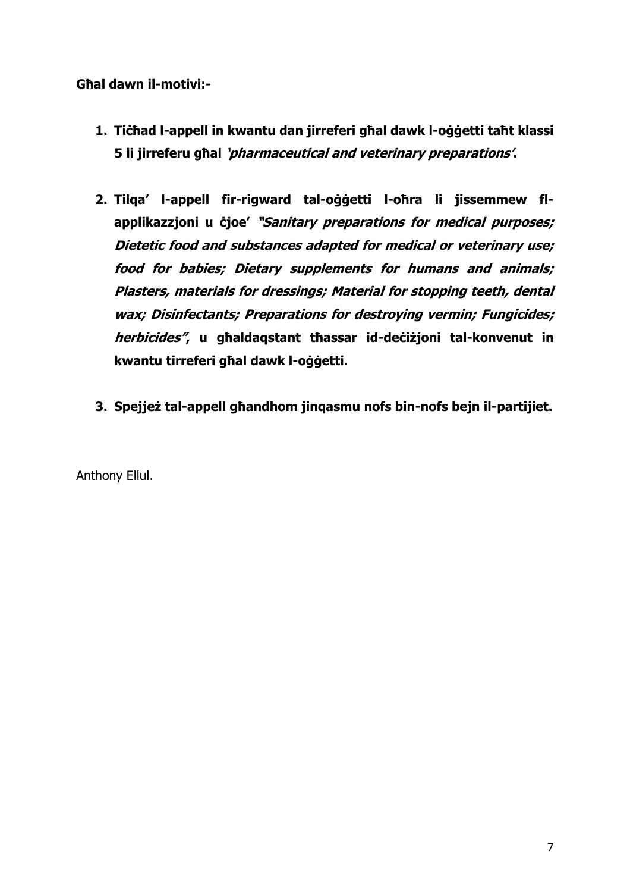**Għal dawn il-motivi:-**

1. **Tiċħad l-appell in kwantu dan jirreferi għal dawk l-oġġetti taħt klassi 5 li jirreferu għal *'pharmaceutical and veterinary preparations'*.**

2. **Tilqa' l-appell fir-rigward tal-oġġetti l-oħra li jissemmew fl-applikazzjoni u ċjoe' *"Sanitary preparations for medical purposes; Dietetic food and substances adapted for medical or veterinary use; food for babies; Dietary supplements for humans and animals; Plasters, materials for dressings; Material for stopping teeth, dental wax; Disinfectants; Preparations for destroying vermin; Fungicides; herbicides"*, u għaldaqstant tħassar id-deċiżjoni tal-konvenut in kwantu tirreferi għal dawk l-oġġetti.**

3. **Spejjeż tal-appell għandhom jinqasmu nofs bin-nofs bejn il-partijiet.**

Anthony Ellul.